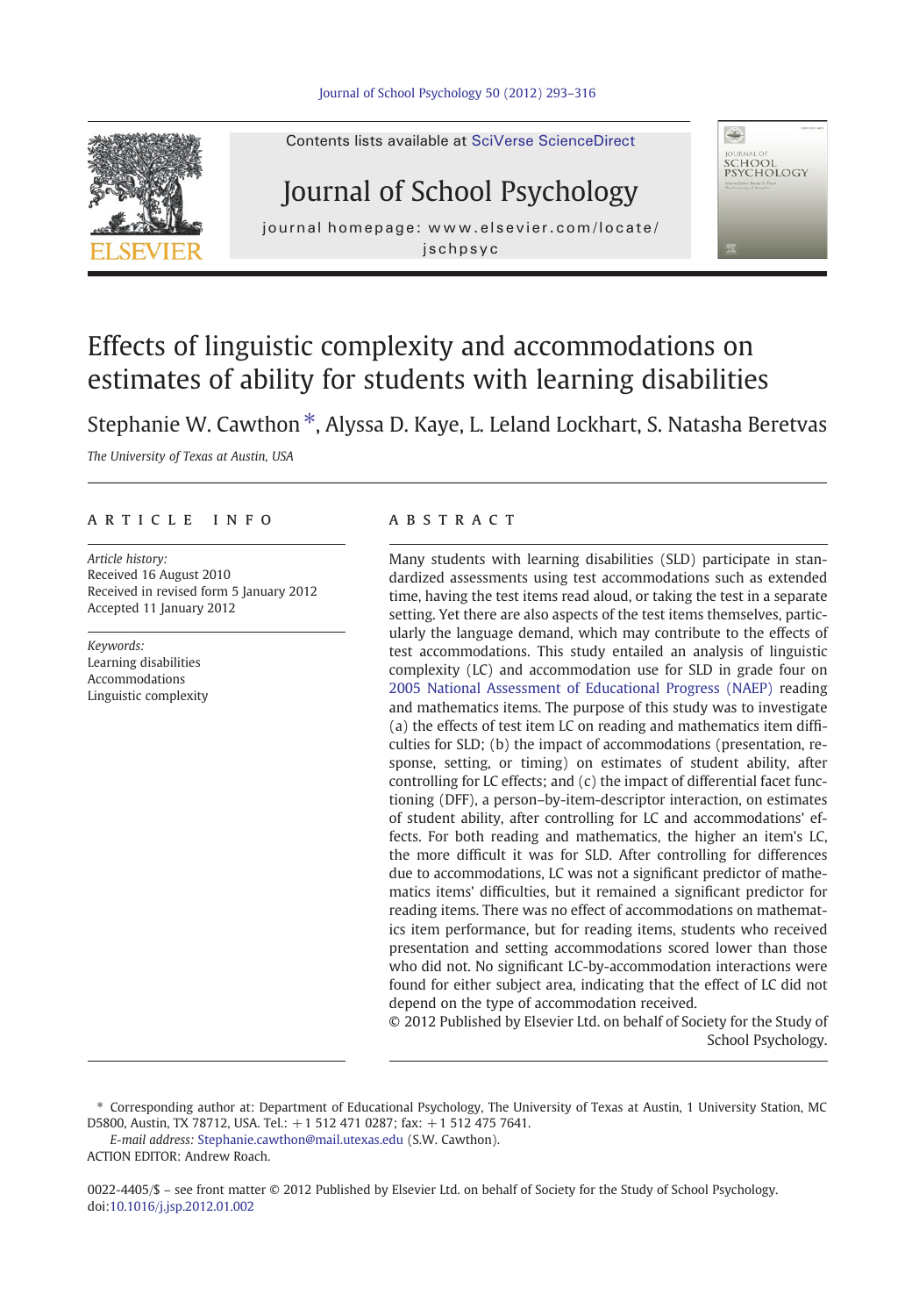# Effects of linguistic complexity and accommodations on estimates of ability for students with learning disabilities

Stephanie W. Cawthon *, Alyssa D. Kaye, L. Leland Lockhart, S. Natasha Beretvas

*The University of Texas at Austin, USA*

## ARTICLE INFO

*Article history:*
Received 16 August 2010
Received in revised form 5 January 2012
Accepted 11 January 2012

*Keywords:*
Learning disabilities
Accommodations
Linguistic complexity

## ABSTRACT

Many students with learning disabilities (SLD) participate in standardized assessments using test accommodations such as extended time, having the test items read aloud, or taking the test in a separate setting. Yet there are also aspects of the test items themselves, particularly the language demand, which may contribute to the effects of test accommodations. This study entailed an analysis of linguistic complexity (LC) and accommodation use for SLD in grade four on 2005 National Assessment of Educational Progress (NAEP) reading and mathematics items. The purpose of this study was to investigate (a) the effects of test item LC on reading and mathematics item difficulties for SLD; (b) the impact of accommodations (presentation, response, setting, or timing) on estimates of student ability, after controlling for LC effects; and (c) the impact of differential facet functioning (DFF), a person–by-item-descriptor interaction, on estimates of student ability, after controlling for LC and accommodations' effects. For both reading and mathematics, the higher an item's LC, the more difficult it was for SLD. After controlling for differences due to accommodations, LC was not a significant predictor of mathematics items' difficulties, but it remained a significant predictor for reading items. There was no effect of accommodations on mathematics item performance, but for reading items, students who received presentation and setting accommodations scored lower than those who did not. No significant LC-by-accommodation interactions were found for either subject area, indicating that the effect of LC did not depend on the type of accommodation received.

© 2012 Published by Elsevier Ltd. on behalf of Society for the Study of School Psychology.

---

* Corresponding author at: Department of Educational Psychology, The University of Texas at Austin, 1 University Station, MC D5800, Austin, TX 78712, USA. Tel.: +1 512 471 0287; fax: +1 512 475 7641.

*E-mail address:* Stephanie.cawthon@mail.utexas.edu (S.W. Cawthon).

ACTION EDITOR: Andrew Roach.

0022-4405/$ – see front matter © 2012 Published by Elsevier Ltd. on behalf of Society for the Study of School Psychology.
doi:10.1016/j.jsp.2012.01.002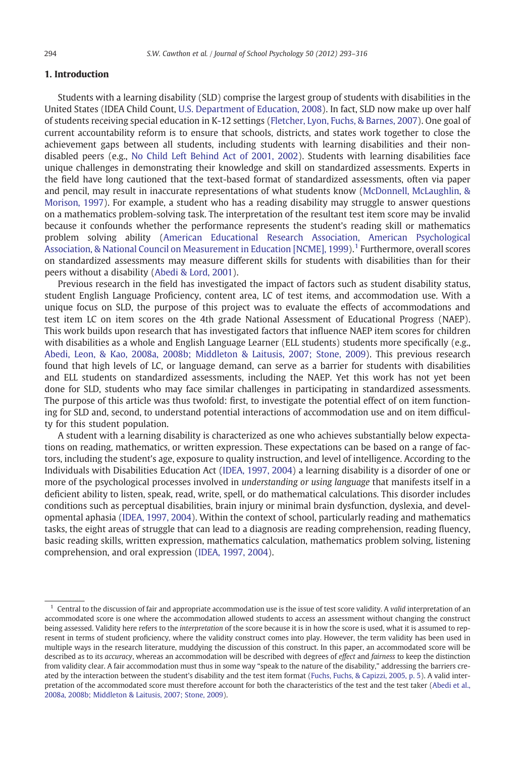## 1. Introduction

Students with a learning disability (SLD) comprise the largest group of students with disabilities in the United States (IDEA Child Count, U.S. Department of Education, 2008). In fact, SLD now make up over half of students receiving special education in K-12 settings (Fletcher, Lyon, Fuchs, & Barnes, 2007). One goal of current accountability reform is to ensure that schools, districts, and states work together to close the achievement gaps between all students, including students with learning disabilities and their non-disabled peers (e.g., No Child Left Behind Act of 2001, 2002). Students with learning disabilities face unique challenges in demonstrating their knowledge and skill on standardized assessments. Experts in the field have long cautioned that the text-based format of standardized assessments, often via paper and pencil, may result in inaccurate representations of what students know (McDonnell, McLaughlin, & Morison, 1997). For example, a student who has a reading disability may struggle to answer questions on a mathematics problem-solving task. The interpretation of the resultant test item score may be invalid because it confounds whether the performance represents the student's reading skill or mathematics problem solving ability (American Educational Research Association, American Psychological Association, & National Council on Measurement in Education [NCME], 1999).[1] Furthermore, overall scores on standardized assessments may measure different skills for students with disabilities than for their peers without a disability (Abedi & Lord, 2001).

Previous research in the field has investigated the impact of factors such as student disability status, student English Language Proficiency, content area, LC of test items, and accommodation use. With a unique focus on SLD, the purpose of this project was to evaluate the effects of accommodations and test item LC on item scores on the 4th grade National Assessment of Educational Progress (NAEP). This work builds upon research that has investigated factors that influence NAEP item scores for children with disabilities as a whole and English Language Learner (ELL students) students more specifically (e.g., Abedi, Leon, & Kao, 2008a, 2008b; Middleton & Laitusis, 2007; Stone, 2009). This previous research found that high levels of LC, or language demand, can serve as a barrier for students with disabilities and ELL students on standardized assessments, including the NAEP. Yet this work has not yet been done for SLD, students who may face similar challenges in participating in standardized assessments. The purpose of this article was thus twofold: first, to investigate the potential effect of on item functioning for SLD and, second, to understand potential interactions of accommodation use and on item difficulty for this student population.

A student with a learning disability is characterized as one who achieves substantially below expectations on reading, mathematics, or written expression. These expectations can be based on a range of factors, including the student's age, exposure to quality instruction, and level of intelligence. According to the Individuals with Disabilities Education Act (IDEA, 1997, 2004) a learning disability is a disorder of one or more of the psychological processes involved in *understanding or using language* that manifests itself in a deficient ability to listen, speak, read, write, spell, or do mathematical calculations. This disorder includes conditions such as perceptual disabilities, brain injury or minimal brain dysfunction, dyslexia, and developmental aphasia (IDEA, 1997, 2004). Within the context of school, particularly reading and mathematics tasks, the eight areas of struggle that can lead to a diagnosis are reading comprehension, reading fluency, basic reading skills, written expression, mathematics calculation, mathematics problem solving, listening comprehension, and oral expression (IDEA, 1997, 2004).

---

[1] Central to the discussion of fair and appropriate accommodation use is the issue of test score validity. A *valid* interpretation of an accommodated score is one where the accommodation allowed students to access an assessment without changing the construct being assessed. Validity here refers to the *interpretation* of the score because it is in how the score is used, what it is assumed to represent in terms of student proficiency, where the validity construct comes into play. However, the term validity has been used in multiple ways in the research literature, muddying the discussion of this construct. In this paper, an accommodated score will be described as to its *accuracy*, whereas an accommodation will be described with degrees of *effect* and *fairness* to keep the distinction from validity clear. A fair accommodation must thus in some way "speak to the nature of the disability," addressing the barriers created by the interaction between the student's disability and the test item format (Fuchs, Fuchs, & Capizzi, 2005, p. 5). A valid interpretation of the accommodated score must therefore account for both the characteristics of the test and the test taker (Abedi et al., 2008a, 2008b; Middleton & Laitusis, 2007; Stone, 2009).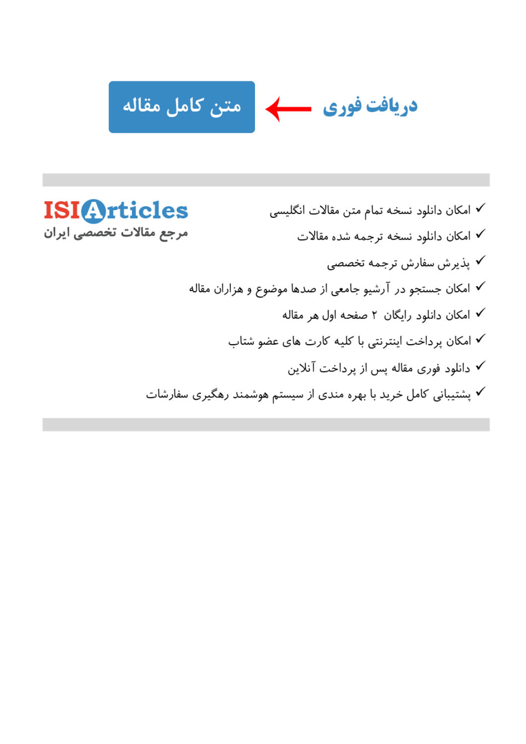دریافت فوری ← **متن کامل مقاله**

**ISIArticles**
مرجع مقالات تخصصی ایران

- ✓ امکان دانلود نسخه تمام متن مقالات انگلیسی
- ✓ امکان دانلود نسخه ترجمه شده مقالات
- ✓ پذیرش سفارش ترجمه تخصصی
- ✓ امکان جستجو در آرشیو جامعی از صدها موضوع و هزاران مقاله
- ✓ امکان دانلود رایگان ۲ صفحه اول هر مقاله
- ✓ امکان پرداخت اینترنتی با کلیه کارت های عضو شتاب
- ✓ دانلود فوری مقاله پس از پرداخت آنلاین
- ✓ پشتیبانی کامل خرید با بهره مندی از سیستم هوشمند رهگیری سفارشات